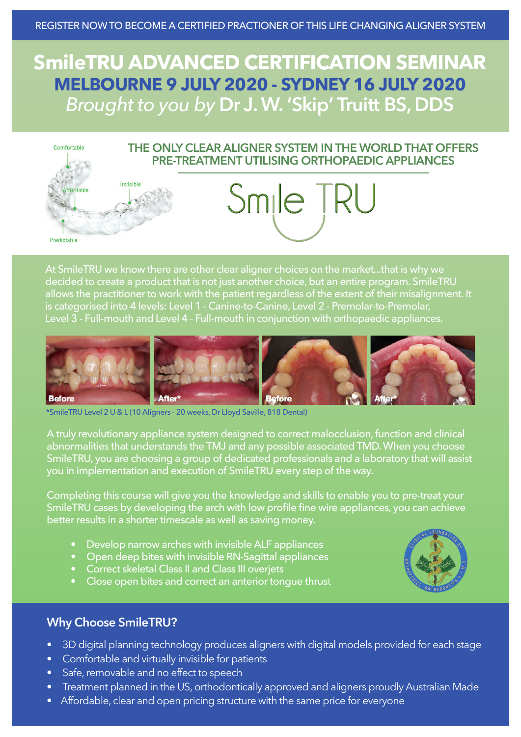REGISTER NOW TO BECOME A CERTIFIED PRACTIONER OF THIS LIFE CHANGING ALIGNER SYSTEM

# SmileTRU ADVANCED CERTIFICATION SEMINAR

## MELBOURNE 9 JULY 2020 - SYDNEY 16 JULY 2020

*Brought to you by* **Dr J. W. 'Skip' Truitt BS, DDS**

Comfortable

Affordable

Invisible

Predictable

### THE ONLY CLEAR ALIGNER SYSTEM IN THE WORLD THAT OFFERS PRE-TREATMENT UTILISING ORTHOPAEDIC APPLIANCES

Smile TRU

At SmileTRU we know there are other clear aligner choices on the market...that is why we decided to create a product that is not just another choice, but an entire program. SmileTRU allows the practitioner to work with the patient regardless of the extent of their misalignment. It is categorised into 4 levels: Level 1 - Canine-to-Canine, Level 2 - Premolar-to-Premolar, Level 3 - Full-mouth and Level 4 - Full-mouth in conjunction with orthopaedic appliances.

Before | After* | Before | After*

*SmileTRU Level 2 U & L (10 Aligners - 20 weeks, Dr Lloyd Saville, 818 Dental)

A truly revolutionary appliance system designed to correct malocclusion, function and clinical abnormalities that understands the TMJ and any possible associated TMD. When you choose SmileTRU, you are choosing a group of dedicated professionals and a laboratory that will assist you in implementation and execution of SmileTRU every step of the way.

Completing this course will give you the knowledge and skills to enable you to pre-treat your SmileTRU cases by developing the arch with low profile fine wire appliances, you can achieve better results in a shorter timescale as well as saving money.

- Develop narrow arches with invisible ALF appliances
- Open deep bites with invisible RN-Sagittal appliances
- Correct skeletal Class II and Class III overjets
- Close open bites and correct an anterior tongue thrust

CLINICAL FOUNDATION OF ORTHOPEDICS & ORTHODONTICS & T.M.D.

## Why Choose SmileTRU?

- 3D digital planning technology produces aligners with digital models provided for each stage
- Comfortable and virtually invisible for patients
- Safe, removable and no effect to speech
- Treatment planned in the US, orthodontically approved and aligners proudly Australian Made
- Affordable, clear and open pricing structure with the same price for everyone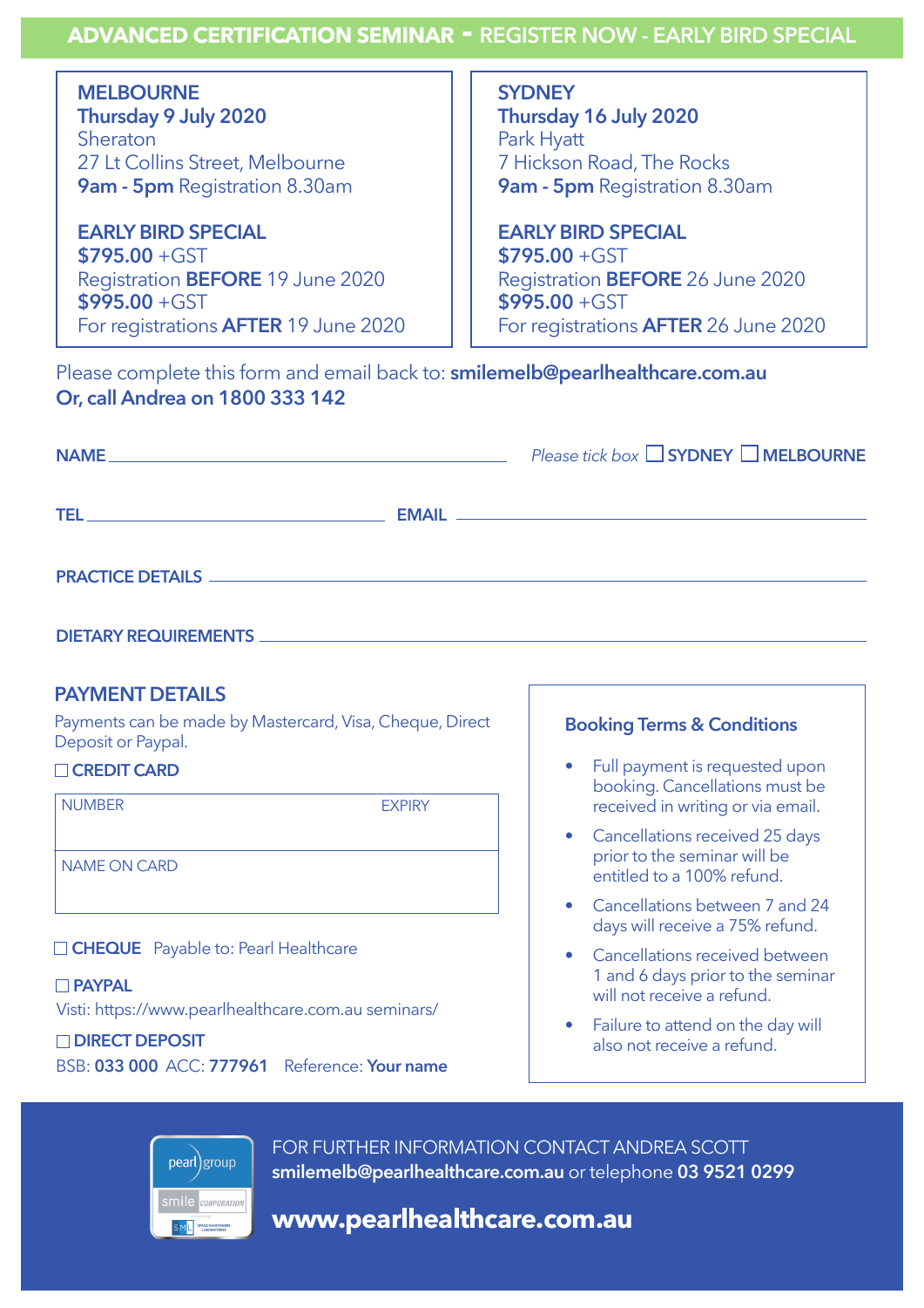## ADVANCED CERTIFICATION SEMINAR - REGISTER NOW - EARLY BIRD SPECIAL

**MELBOURNE**
**Thursday 9 July 2020**
Sheraton
27 Lt Collins Street, Melbourne
**9am - 5pm** Registration 8.30am

**EARLY BIRD SPECIAL**
**$795.00** +GST
Registration **BEFORE** 19 June 2020
**$995.00** +GST
For registrations **AFTER** 19 June 2020

**SYDNEY**
**Thursday 16 July 2020**
Park Hyatt
7 Hickson Road, The Rocks
**9am - 5pm** Registration 8.30am

**EARLY BIRD SPECIAL**
**$795.00** +GST
Registration **BEFORE** 26 June 2020
**$995.00** +GST
For registrations **AFTER** 26 June 2020

Please complete this form and email back to: **smilemelb@pearlhealthcare.com.au**
**Or, call Andrea on 1800 333 142**

**NAME** ______________________ *Please tick box* ☐ **SYDNEY** ☐ **MELBOURNE**

**TEL** ______________________ **EMAIL** ______________________

**PRACTICE DETAILS** ______________________

**DIETARY REQUIREMENTS** ______________________

### PAYMENT DETAILS

Payments can be made by Mastercard, Visa, Cheque, Direct Deposit or Paypal.

☐ **CREDIT CARD**

| NUMBER | EXPIRY |
|---|---|
| NAME ON CARD | |

☐ **CHEQUE** Payable to: Pearl Healthcare

☐ **PAYPAL**
Visti: https://www.pearlhealthcare.com.au seminars/

☐ **DIRECT DEPOSIT**
BSB: **033 000** ACC: **777961** Reference: **Your name**

### Booking Terms & Conditions

- Full payment is requested upon booking. Cancellations must be received in writing or via email.
- Cancellations received 25 days prior to the seminar will be entitled to a 100% refund.
- Cancellations between 7 and 24 days will receive a 75% refund.
- Cancellations received between 1 and 6 days prior to the seminar will not receive a refund.
- Failure to attend on the day will also not receive a refund.

FOR FURTHER INFORMATION CONTACT ANDREA SCOTT
**smilemelb@pearlhealthcare.com.au** or telephone **03 9521 0299**

**www.pearlhealthcare.com.au**